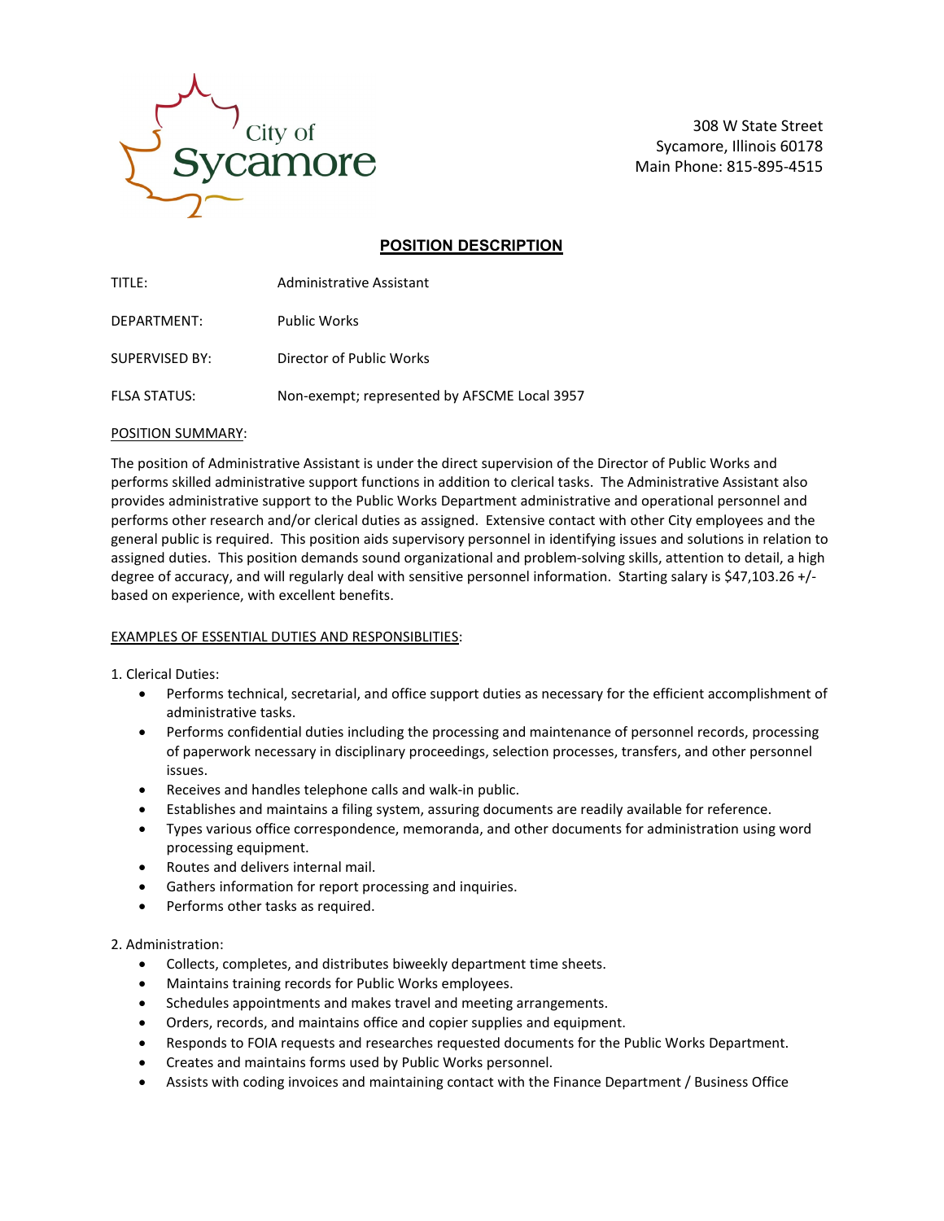City of Sycamore

308 W State Street
Sycamore, Illinois 60178
Main Phone: 815-895-4515

## POSITION DESCRIPTION

| | |
|---|---|
| TITLE: | Administrative Assistant |
| DEPARTMENT: | Public Works |
| SUPERVISED BY: | Director of Public Works |
| FLSA STATUS: | Non-exempt; represented by AFSCME Local 3957 |

POSITION SUMMARY:

The position of Administrative Assistant is under the direct supervision of the Director of Public Works and performs skilled administrative support functions in addition to clerical tasks. The Administrative Assistant also provides administrative support to the Public Works Department administrative and operational personnel and performs other research and/or clerical duties as assigned. Extensive contact with other City employees and the general public is required. This position aids supervisory personnel in identifying issues and solutions in relation to assigned duties. This position demands sound organizational and problem-solving skills, attention to detail, a high degree of accuracy, and will regularly deal with sensitive personnel information. Starting salary is $47,103.26 +/- based on experience, with excellent benefits.

EXAMPLES OF ESSENTIAL DUTIES AND RESPONSIBLITIES:

1. Clerical Duties:
   - Performs technical, secretarial, and office support duties as necessary for the efficient accomplishment of administrative tasks.
   - Performs confidential duties including the processing and maintenance of personnel records, processing of paperwork necessary in disciplinary proceedings, selection processes, transfers, and other personnel issues.
   - Receives and handles telephone calls and walk-in public.
   - Establishes and maintains a filing system, assuring documents are readily available for reference.
   - Types various office correspondence, memoranda, and other documents for administration using word processing equipment.
   - Routes and delivers internal mail.
   - Gathers information for report processing and inquiries.
   - Performs other tasks as required.

2. Administration:
   - Collects, completes, and distributes biweekly department time sheets.
   - Maintains training records for Public Works employees.
   - Schedules appointments and makes travel and meeting arrangements.
   - Orders, records, and maintains office and copier supplies and equipment.
   - Responds to FOIA requests and researches requested documents for the Public Works Department.
   - Creates and maintains forms used by Public Works personnel.
   - Assists with coding invoices and maintaining contact with the Finance Department / Business Office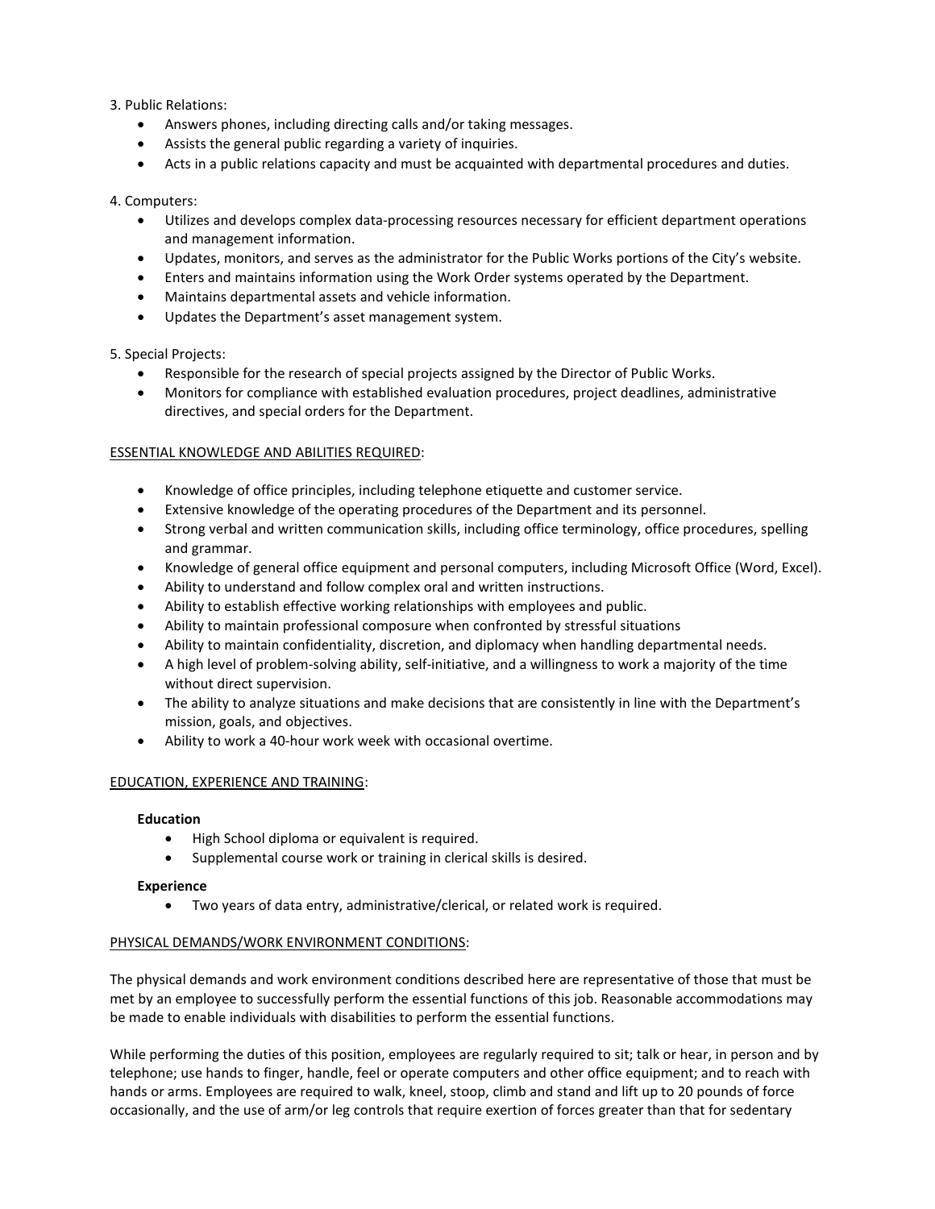3. Public Relations:

- Answers phones, including directing calls and/or taking messages.
- Assists the general public regarding a variety of inquiries.
- Acts in a public relations capacity and must be acquainted with departmental procedures and duties.

4. Computers:

- Utilizes and develops complex data-processing resources necessary for efficient department operations and management information.
- Updates, monitors, and serves as the administrator for the Public Works portions of the City's website.
- Enters and maintains information using the Work Order systems operated by the Department.
- Maintains departmental assets and vehicle information.
- Updates the Department's asset management system.

5. Special Projects:

- Responsible for the research of special projects assigned by the Director of Public Works.
- Monitors for compliance with established evaluation procedures, project deadlines, administrative directives, and special orders for the Department.

<u>ESSENTIAL KNOWLEDGE AND ABILITIES REQUIRED</u>:

- Knowledge of office principles, including telephone etiquette and customer service.
- Extensive knowledge of the operating procedures of the Department and its personnel.
- Strong verbal and written communication skills, including office terminology, office procedures, spelling and grammar.
- Knowledge of general office equipment and personal computers, including Microsoft Office (Word, Excel).
- Ability to understand and follow complex oral and written instructions.
- Ability to establish effective working relationships with employees and public.
- Ability to maintain professional composure when confronted by stressful situations
- Ability to maintain confidentiality, discretion, and diplomacy when handling departmental needs.
- A high level of problem-solving ability, self-initiative, and a willingness to work a majority of the time without direct supervision.
- The ability to analyze situations and make decisions that are consistently in line with the Department's mission, goals, and objectives.
- Ability to work a 40-hour work week with occasional overtime.

<u>EDUCATION, EXPERIENCE AND TRAINING</u>:

**Education**

- High School diploma or equivalent is required.
- Supplemental course work or training in clerical skills is desired.

**Experience**

- Two years of data entry, administrative/clerical, or related work is required.

<u>PHYSICAL DEMANDS/WORK ENVIRONMENT CONDITIONS</u>:

The physical demands and work environment conditions described here are representative of those that must be met by an employee to successfully perform the essential functions of this job. Reasonable accommodations may be made to enable individuals with disabilities to perform the essential functions.

While performing the duties of this position, employees are regularly required to sit; talk or hear, in person and by telephone; use hands to finger, handle, feel or operate computers and other office equipment; and to reach with hands or arms. Employees are required to walk, kneel, stoop, climb and stand and lift up to 20 pounds of force occasionally, and the use of arm/or leg controls that require exertion of forces greater than that for sedentary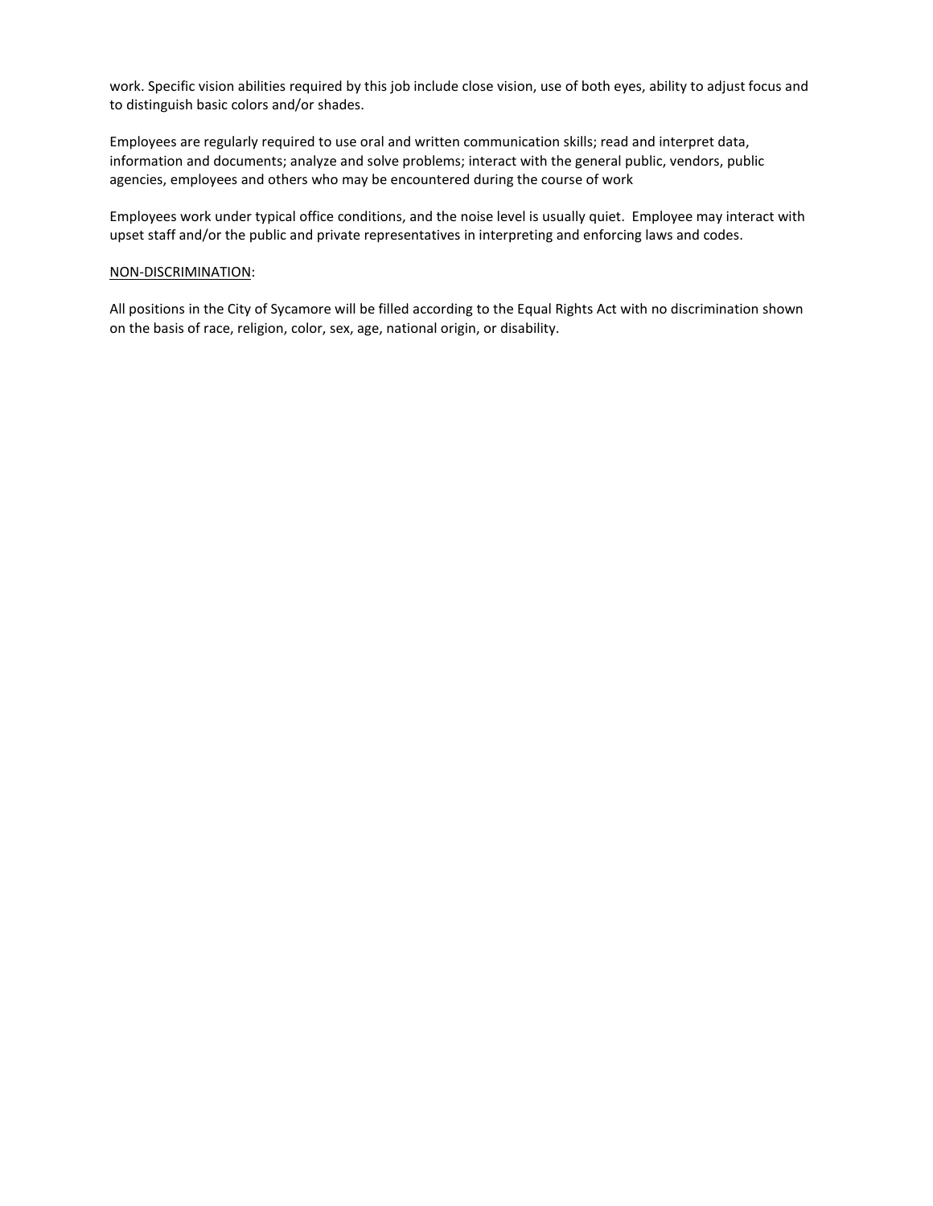work. Specific vision abilities required by this job include close vision, use of both eyes, ability to adjust focus and to distinguish basic colors and/or shades.

Employees are regularly required to use oral and written communication skills; read and interpret data, information and documents; analyze and solve problems; interact with the general public, vendors, public agencies, employees and others who may be encountered during the course of work

Employees work under typical office conditions, and the noise level is usually quiet. Employee may interact with upset staff and/or the public and private representatives in interpreting and enforcing laws and codes.

<u>NON-DISCRIMINATION</u>:

All positions in the City of Sycamore will be filled according to the Equal Rights Act with no discrimination shown on the basis of race, religion, color, sex, age, national origin, or disability.